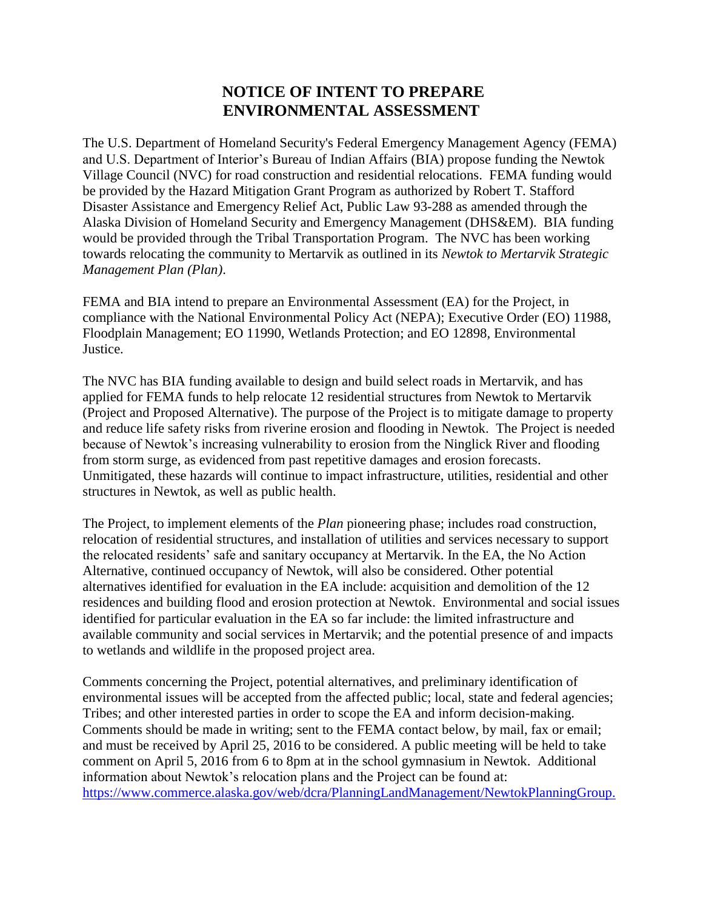# NOTICE OF INTENT TO PREPARE ENVIRONMENTAL ASSESSMENT

The U.S. Department of Homeland Security's Federal Emergency Management Agency (FEMA) and U.S. Department of Interior's Bureau of Indian Affairs (BIA) propose funding the Newtok Village Council (NVC) for road construction and residential relocations. FEMA funding would be provided by the Hazard Mitigation Grant Program as authorized by Robert T. Stafford Disaster Assistance and Emergency Relief Act, Public Law 93-288 as amended through the Alaska Division of Homeland Security and Emergency Management (DHS&EM). BIA funding would be provided through the Tribal Transportation Program. The NVC has been working towards relocating the community to Mertarvik as outlined in its *Newtok to Mertarvik Strategic Management Plan (Plan)*.

FEMA and BIA intend to prepare an Environmental Assessment (EA) for the Project, in compliance with the National Environmental Policy Act (NEPA); Executive Order (EO) 11988, Floodplain Management; EO 11990, Wetlands Protection; and EO 12898, Environmental Justice.

The NVC has BIA funding available to design and build select roads in Mertarvik, and has applied for FEMA funds to help relocate 12 residential structures from Newtok to Mertarvik (Project and Proposed Alternative). The purpose of the Project is to mitigate damage to property and reduce life safety risks from riverine erosion and flooding in Newtok. The Project is needed because of Newtok's increasing vulnerability to erosion from the Ninglick River and flooding from storm surge, as evidenced from past repetitive damages and erosion forecasts. Unmitigated, these hazards will continue to impact infrastructure, utilities, residential and other structures in Newtok, as well as public health.

The Project, to implement elements of the *Plan* pioneering phase; includes road construction, relocation of residential structures, and installation of utilities and services necessary to support the relocated residents' safe and sanitary occupancy at Mertarvik. In the EA, the No Action Alternative, continued occupancy of Newtok, will also be considered. Other potential alternatives identified for evaluation in the EA include: acquisition and demolition of the 12 residences and building flood and erosion protection at Newtok. Environmental and social issues identified for particular evaluation in the EA so far include: the limited infrastructure and available community and social services in Mertarvik; and the potential presence of and impacts to wetlands and wildlife in the proposed project area.

Comments concerning the Project, potential alternatives, and preliminary identification of environmental issues will be accepted from the affected public; local, state and federal agencies; Tribes; and other interested parties in order to scope the EA and inform decision-making. Comments should be made in writing; sent to the FEMA contact below, by mail, fax or email; and must be received by April 25, 2016 to be considered. A public meeting will be held to take comment on April 5, 2016 from 6 to 8pm at in the school gymnasium in Newtok. Additional information about Newtok's relocation plans and the Project can be found at: https://www.commerce.alaska.gov/web/dcra/PlanningLandManagement/NewtokPlanningGroup.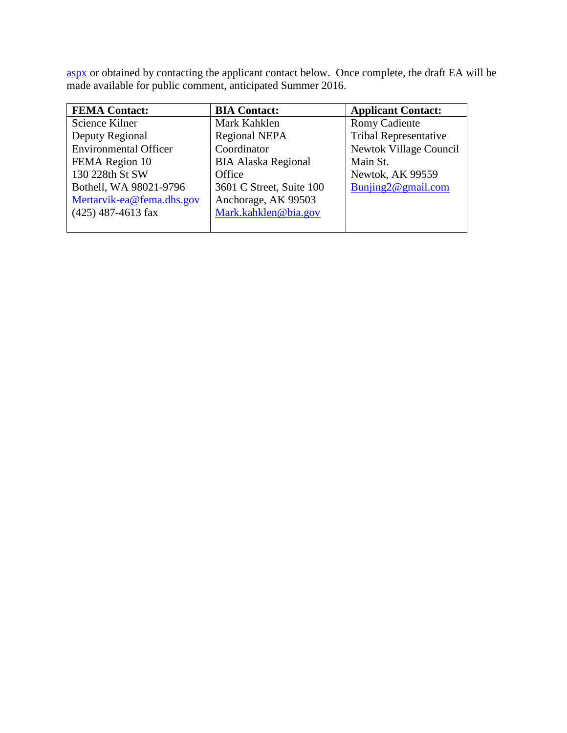aspx or obtained by contacting the applicant contact below. Once complete, the draft EA will be made available for public comment, anticipated Summer 2016.

| **FEMA Contact:** | **BIA Contact:** | **Applicant Contact:** |
| --- | --- | --- |
| Science Kilner<br>Deputy Regional Environmental Officer<br>FEMA Region 10<br>130 228th St SW<br>Bothell, WA 98021-9796<br>Mertarvik-ea@fema.dhs.gov<br>(425) 487-4613 fax | Mark Kahklen<br>Regional NEPA Coordinator<br>BIA Alaska Regional Office<br>3601 C Street, Suite 100<br>Anchorage, AK 99503<br>Mark.kahklen@bia.gov | Romy Cadiente<br>Tribal Representative<br>Newtok Village Council<br>Main St.<br>Newtok, AK 99559<br>Bunjing2@gmail.com |